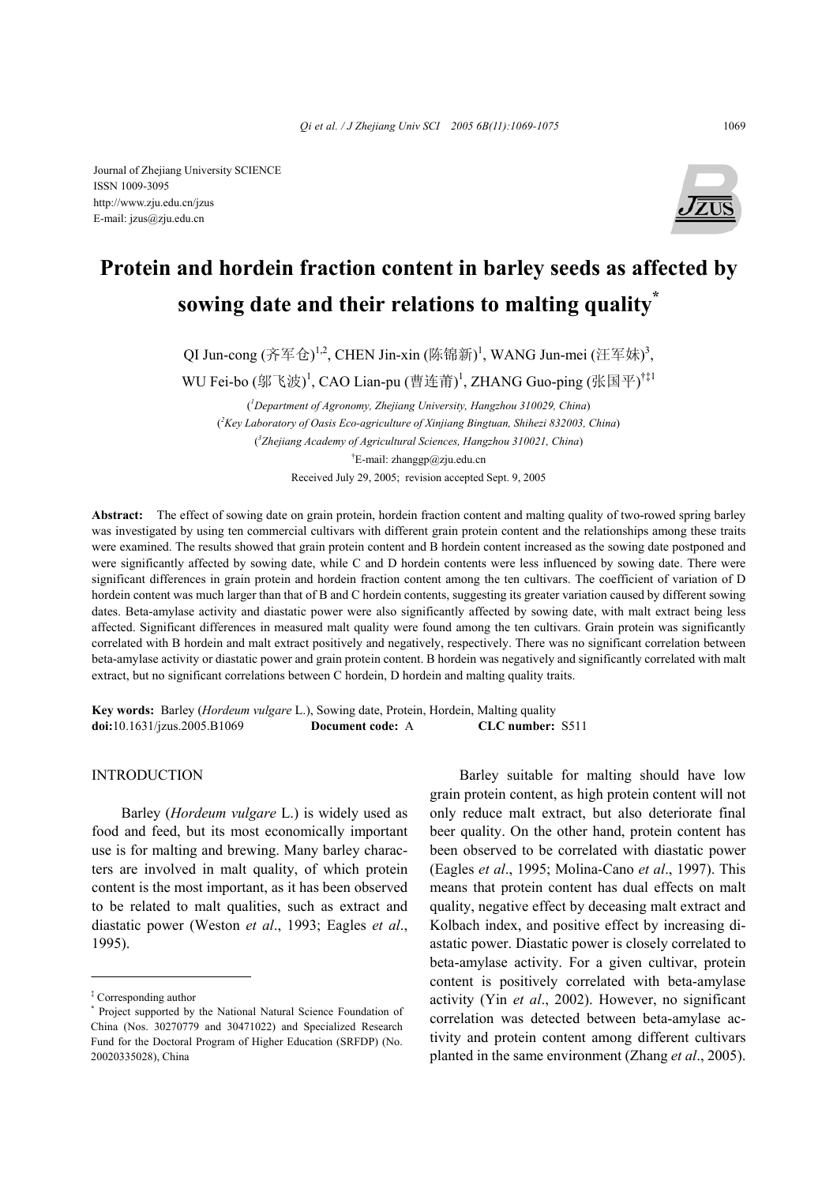Journal of Zhejiang University SCIENCE
ISSN 1009-3095
http://www.zju.edu.cn/jzus
E-mail: jzus@zju.edu.cn

# Protein and hordein fraction content in barley seeds as affected by sowing date and their relations to malting quality*

QI Jun-cong (齐军仓)[1,2], CHEN Jin-xin (陈锦新)[1], WANG Jun-mei (汪军妹)[3], WU Fei-bo (邬飞波)[1], CAO Lian-pu (曹连莆)[1], ZHANG Guo-ping (张国平)[†‡1]

([1]Department of Agronomy, Zhejiang University, Hangzhou 310029, China)

([2]Key Laboratory of Oasis Eco-agriculture of Xinjiang Bingtuan, Shihezi 832003, China)

([3]Zhejiang Academy of Agricultural Sciences, Hangzhou 310021, China)

[†]E-mail: zhanggp@zju.edu.cn

Received July 29, 2005; revision accepted Sept. 9, 2005

**Abstract:** The effect of sowing date on grain protein, hordein fraction content and malting quality of two-rowed spring barley was investigated by using ten commercial cultivars with different grain protein content and the relationships among these traits were examined. The results showed that grain protein content and B hordein content increased as the sowing date postponed and were significantly affected by sowing date, while C and D hordein contents were less influenced by sowing date. There were significant differences in grain protein and hordein fraction content among the ten cultivars. The coefficient of variation of D hordein content was much larger than that of B and C hordein contents, suggesting its greater variation caused by different sowing dates. Beta-amylase activity and diastatic power were also significantly affected by sowing date, with malt extract being less affected. Significant differences in measured malt quality were found among the ten cultivars. Grain protein was significantly correlated with B hordein and malt extract positively and negatively, respectively. There was no significant correlation between beta-amylase activity or diastatic power and grain protein content. B hordein was negatively and significantly correlated with malt extract, but no significant correlations between C hordein, D hordein and malting quality traits.

**Key words:** Barley (*Hordeum vulgare* L.), Sowing date, Protein, Hordein, Malting quality
**doi:**10.1631/jzus.2005.B1069 **Document code:** A **CLC number:** S511

## INTRODUCTION

Barley (*Hordeum vulgare* L.) is widely used as food and feed, but its most economically important use is for malting and brewing. Many barley characters are involved in malt quality, of which protein content is the most important, as it has been observed to be related to malt qualities, such as extract and diastatic power (Weston *et al*., 1993; Eagles *et al*., 1995).

Barley suitable for malting should have low grain protein content, as high protein content will not only reduce malt extract, but also deteriorate final beer quality. On the other hand, protein content has been observed to be correlated with diastatic power (Eagles *et al*., 1995; Molina-Cano *et al*., 1997). This means that protein content has dual effects on malt quality, negative effect by deceasing malt extract and Kolbach index, and positive effect by increasing diastatic power. Diastatic power is closely correlated to beta-amylase activity. For a given cultivar, protein content is positively correlated with beta-amylase activity (Yin *et al*., 2002). However, no significant correlation was detected between beta-amylase activity and protein content among different cultivars planted in the same environment (Zhang *et al*., 2005).

---

[‡] Corresponding author

[*] Project supported by the National Natural Science Foundation of China (Nos. 30270779 and 30471022) and Specialized Research Fund for the Doctoral Program of Higher Education (SRFDP) (No. 20020335028), China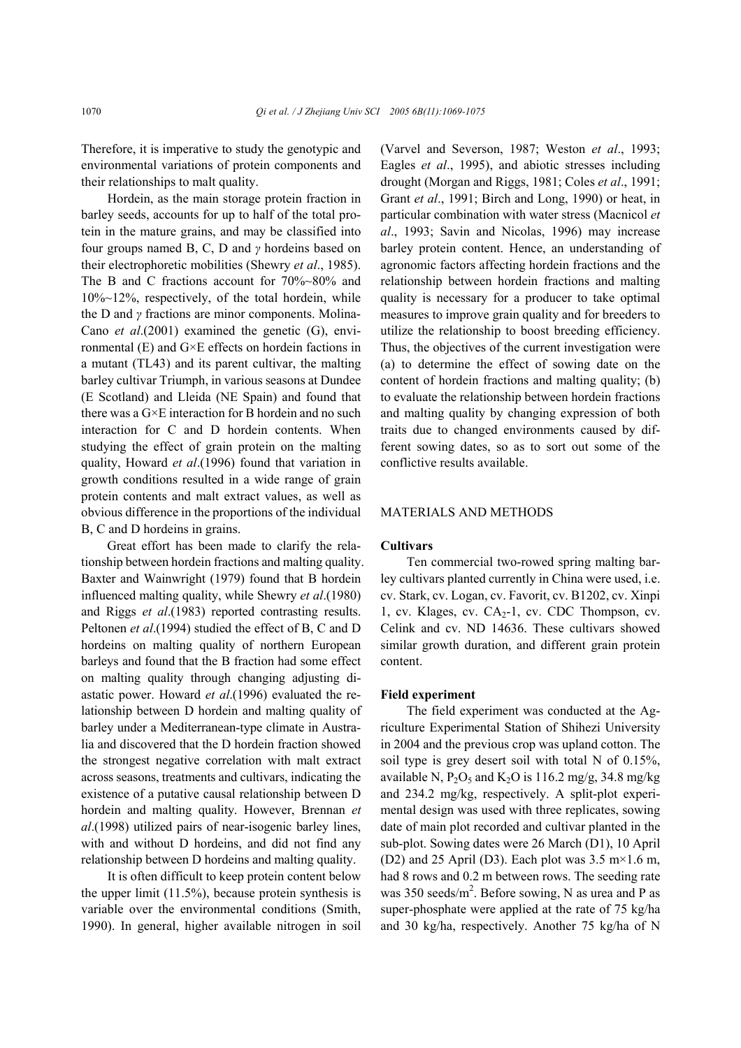Therefore, it is imperative to study the genotypic and environmental variations of protein components and their relationships to malt quality.

Hordein, as the main storage protein fraction in barley seeds, accounts for up to half of the total protein in the mature grains, and may be classified into four groups named B, C, D and *γ* hordeins based on their electrophoretic mobilities (Shewry *et al*., 1985). The B and C fractions account for 70%~80% and 10%~12%, respectively, of the total hordein, while the D and *γ* fractions are minor components. Molina-Cano *et al*.(2001) examined the genetic (G), environmental (E) and G×E effects on hordein factions in a mutant (TL43) and its parent cultivar, the malting barley cultivar Triumph, in various seasons at Dundee (E Scotland) and Lleida (NE Spain) and found that there was a G×E interaction for B hordein and no such interaction for C and D hordein contents. When studying the effect of grain protein on the malting quality, Howard *et al*.(1996) found that variation in growth conditions resulted in a wide range of grain protein contents and malt extract values, as well as obvious difference in the proportions of the individual B, C and D hordeins in grains.

Great effort has been made to clarify the relationship between hordein fractions and malting quality. Baxter and Wainwright (1979) found that B hordein influenced malting quality, while Shewry *et al*.(1980) and Riggs *et al*.(1983) reported contrasting results. Peltonen *et al*.(1994) studied the effect of B, C and D hordeins on malting quality of northern European barleys and found that the B fraction had some effect on malting quality through changing adjusting diastatic power. Howard *et al*.(1996) evaluated the relationship between D hordein and malting quality of barley under a Mediterranean-type climate in Australia and discovered that the D hordein fraction showed the strongest negative correlation with malt extract across seasons, treatments and cultivars, indicating the existence of a putative causal relationship between D hordein and malting quality. However, Brennan *et al*.(1998) utilized pairs of near-isogenic barley lines, with and without D hordeins, and did not find any relationship between D hordeins and malting quality.

It is often difficult to keep protein content below the upper limit (11.5%), because protein synthesis is variable over the environmental conditions (Smith, 1990). In general, higher available nitrogen in soil (Varvel and Severson, 1987; Weston *et al*., 1993; Eagles *et al*., 1995), and abiotic stresses including drought (Morgan and Riggs, 1981; Coles *et al*., 1991; Grant *et al*., 1991; Birch and Long, 1990) or heat, in particular combination with water stress (Macnicol *et al*., 1993; Savin and Nicolas, 1996) may increase barley protein content. Hence, an understanding of agronomic factors affecting hordein fractions and the relationship between hordein fractions and malting quality is necessary for a producer to take optimal measures to improve grain quality and for breeders to utilize the relationship to boost breeding efficiency. Thus, the objectives of the current investigation were (a) to determine the effect of sowing date on the content of hordein fractions and malting quality; (b) to evaluate the relationship between hordein fractions and malting quality by changing expression of both traits due to changed environments caused by different sowing dates, so as to sort out some of the conflictive results available.

## MATERIALS AND METHODS

### Cultivars

Ten commercial two-rowed spring malting barley cultivars planted currently in China were used, i.e. cv. Stark, cv. Logan, cv. Favorit, cv. B1202, cv. Xinpi 1, cv. Klages, cv. $CA_2$-1, cv. CDC Thompson, cv. Celink and cv. ND 14636. These cultivars showed similar growth duration, and different grain protein content.

### Field experiment

The field experiment was conducted at the Agriculture Experimental Station of Shihezi University in 2004 and the previous crop was upland cotton. The soil type is grey desert soil with total N of 0.15%, available N, $P_2O_5$ and $K_2O$ is 116.2 mg/g, 34.8 mg/kg and 234.2 mg/kg, respectively. A split-plot experimental design was used with three replicates, sowing date of main plot recorded and cultivar planted in the sub-plot. Sowing dates were 26 March (D1), 10 April (D2) and 25 April (D3). Each plot was 3.5 m×1.6 m, had 8 rows and 0.2 m between rows. The seeding rate was 350 seeds/$m^2$. Before sowing, N as urea and P as super-phosphate were applied at the rate of 75 kg/ha and 30 kg/ha, respectively. Another 75 kg/ha of N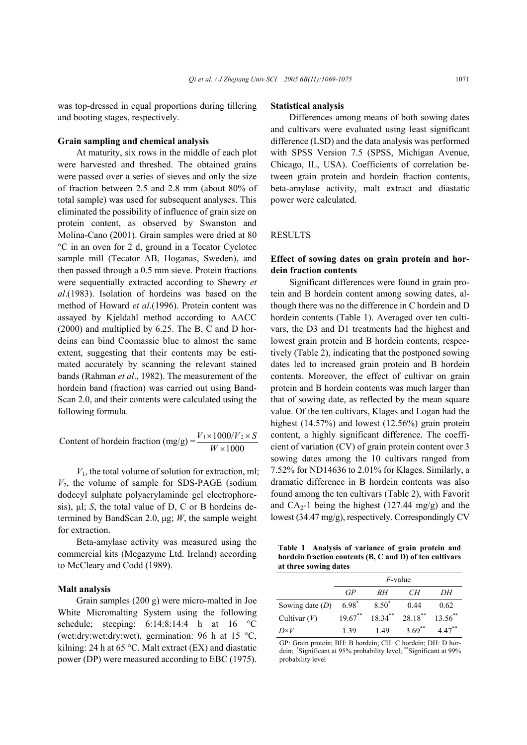was top-dressed in equal proportions during tillering and booting stages, respectively.

### Grain sampling and chemical analysis

At maturity, six rows in the middle of each plot were harvested and threshed. The obtained grains were passed over a series of sieves and only the size of fraction between 2.5 and 2.8 mm (about 80% of total sample) was used for subsequent analyses. This eliminated the possibility of influence of grain size on protein content, as observed by Swanston and Molina-Cano (2001). Grain samples were dried at 80 °C in an oven for 2 d, ground in a Tecator Cyclotec sample mill (Tecator AB, Hoganas, Sweden), and then passed through a 0.5 mm sieve. Protein fractions were sequentially extracted according to Shewry *et al*.(1983). Isolation of hordeins was based on the method of Howard *et al*.(1996). Protein content was assayed by Kjeldahl method according to AACC (2000) and multiplied by 6.25. The B, C and D hordeins can bind Coomassie blue to almost the same extent, suggesting that their contents may be estimated accurately by scanning the relevant stained bands (Rahman *et al*., 1982). The measurement of the hordein band (fraction) was carried out using Band-Scan 2.0, and their contents were calculated using the following formula.

$$\text{Content of hordein fraction (mg/g)} = \frac{V_1 \times 1000/V_2 \times S}{W \times 1000}$$

$V_1$, the total volume of solution for extraction, ml; $V_2$, the volume of sample for SDS-PAGE (sodium dodecyl sulphate polyacrylaminde gel electrophoresis), μl; $S$, the total value of D, C or B hordeins determined by BandScan 2.0, μg; $W$, the sample weight for extraction.

Beta-amylase activity was measured using the commercial kits (Megazyme Ltd. Ireland) according to McCleary and Codd (1989).

### Malt analysis

Grain samples (200 g) were micro-malted in Joe White Micromalting System using the following schedule; steeping: 6:14:8:14:4 h at 16 °C (wet:dry:wet:dry:wet), germination: 96 h at 15 °C, kilning: 24 h at 65 °C. Malt extract (EX) and diastatic power (DP) were measured according to EBC (1975).

### Statistical analysis

Differences among means of both sowing dates and cultivars were evaluated using least significant difference (LSD) and the data analysis was performed with SPSS Version 7.5 (SPSS, Michigan Avenue, Chicago, IL, USA). Coefficients of correlation between grain protein and hordein fraction contents, beta-amylase activity, malt extract and diastatic power were calculated.

## RESULTS

### Effect of sowing dates on grain protein and hordein fraction contents

Significant differences were found in grain protein and B hordein content among sowing dates, although there was no the difference in C hordein and D hordein contents (Table 1). Averaged over ten cultivars, the D3 and D1 treatments had the highest and lowest grain protein and B hordein contents, respectively (Table 2), indicating that the postponed sowing dates led to increased grain protein and B hordein contents. Moreover, the effect of cultivar on grain protein and B hordein contents was much larger than that of sowing date, as reflected by the mean square value. Of the ten cultivars, Klages and Logan had the highest (14.57%) and lowest (12.56%) grain protein content, a highly significant difference. The coefficient of variation (CV) of grain protein content over 3 sowing dates among the 10 cultivars ranged from 7.52% for ND14636 to 2.01% for Klages. Similarly, a dramatic difference in B hordein contents was also found among the ten cultivars (Table 2), with Favorit and $CA_2$-1 being the highest (127.44 mg/g) and the lowest (34.47 mg/g), respectively. Correspondingly CV

**Table 1 Analysis of variance of grain protein and hordein fraction contents (B, C and D) of ten cultivars at three sowing dates**

| | *F*-value | | | |
|---|---|---|---|---|
| | *GP* | *BH* | *CH* | *DH* |
| Sowing date (*D*) | $6.98^{*}$ | $8.50^{*}$ | 0.44 | 0.62 |
| Cultivar (*V*) | $19.67^{**}$ | $18.34^{**}$ | $28.18^{**}$ | $13.56^{**}$ |
| *D*×*V* | 1.39 | 1.49 | $3.69^{**}$ | $4.47^{**}$ |

GP: Grain protein; BH: B hordein; CH: C hordein; DH: D hordein; $^{*}$Significant at 95% probability level; $^{**}$Significant at 99% probability level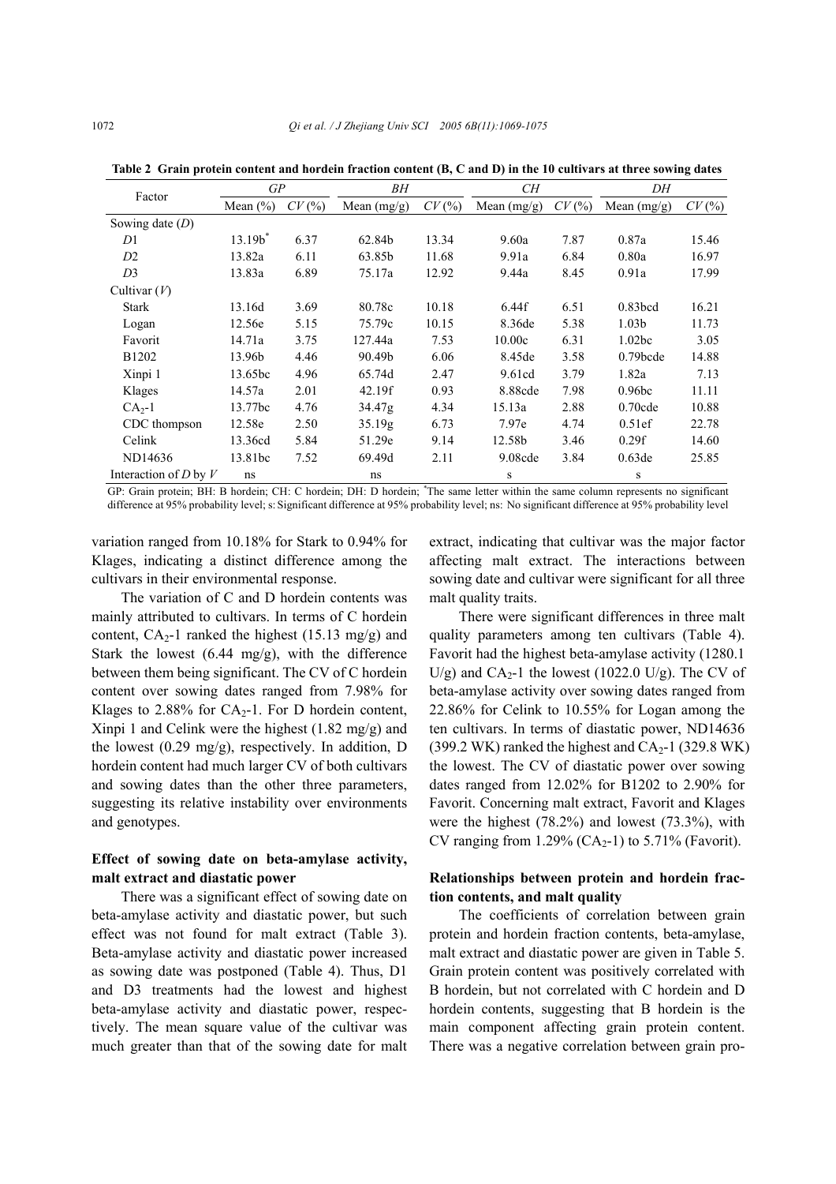**Table 2 Grain protein content and hordein fraction content (B, C and D) in the 10 cultivars at three sowing dates**

| Factor | *GP* | | *BH* | | *CH* | | *DH* | |
|---|---|---|---|---|---|---|---|---|
| | Mean (%) | *CV* (%) | Mean (mg/g) | *CV* (%) | Mean (mg/g) | *CV* (%) | Mean (mg/g) | *CV* (%) |
| Sowing date (*D*) | | | | | | | | |
| *D*1 | 13.19b* | 6.37 | 62.84b | 13.34 | 9.60a | 7.87 | 0.87a | 15.46 |
| *D*2 | 13.82a | 6.11 | 63.85b | 11.68 | 9.91a | 6.84 | 0.80a | 16.97 |
| *D*3 | 13.83a | 6.89 | 75.17a | 12.92 | 9.44a | 8.45 | 0.91a | 17.99 |
| Cultivar (*V*) | | | | | | | | |
| Stark | 13.16d | 3.69 | 80.78c | 10.18 | 6.44f | 6.51 | 0.83bcd | 16.21 |
| Logan | 12.56e | 5.15 | 75.79c | 10.15 | 8.36de | 5.38 | 1.03b | 11.73 |
| Favorit | 14.71a | 3.75 | 127.44a | 7.53 | 10.00c | 6.31 | 1.02bc | 3.05 |
| B1202 | 13.96b | 4.46 | 90.49b | 6.06 | 8.45de | 3.58 | 0.79bcde | 14.88 |
| Xinpi 1 | 13.65bc | 4.96 | 65.74d | 2.47 | 9.61cd | 3.79 | 1.82a | 7.13 |
| Klages | 14.57a | 2.01 | 42.19f | 0.93 | 8.88cde | 7.98 | 0.96bc | 11.11 |
| $CA_2$-1 | 13.77bc | 4.76 | 34.47g | 4.34 | 15.13a | 2.88 | 0.70cde | 10.88 |
| CDC thompson | 12.58e | 2.50 | 35.19g | 6.73 | 7.97e | 4.74 | 0.51ef | 22.78 |
| Celink | 13.36cd | 5.84 | 51.29e | 9.14 | 12.58b | 3.46 | 0.29f | 14.60 |
| ND14636 | 13.81bc | 7.52 | 69.49d | 2.11 | 9.08cde | 3.84 | 0.63de | 25.85 |
| Interaction of *D* by *V* | ns | | ns | | s | | s | |

GP: Grain protein; BH: B hordein; CH: C hordein; DH: D hordein; *The same letter within the same column represents no significant difference at 95% probability level; s: Significant difference at 95% probability level; ns: No significant difference at 95% probability level

variation ranged from 10.18% for Stark to 0.94% for Klages, indicating a distinct difference among the cultivars in their environmental response.

The variation of C and D hordein contents was mainly attributed to cultivars. In terms of C hordein content, $CA_2$-1 ranked the highest (15.13 mg/g) and Stark the lowest (6.44 mg/g), with the difference between them being significant. The CV of C hordein content over sowing dates ranged from 7.98% for Klages to 2.88% for $CA_2$-1. For D hordein content, Xinpi 1 and Celink were the highest (1.82 mg/g) and the lowest (0.29 mg/g), respectively. In addition, D hordein content had much larger CV of both cultivars and sowing dates than the other three parameters, suggesting its relative instability over environments and genotypes.

### Effect of sowing date on beta-amylase activity, malt extract and diastatic power

There was a significant effect of sowing date on beta-amylase activity and diastatic power, but such effect was not found for malt extract (Table 3). Beta-amylase activity and diastatic power increased as sowing date was postponed (Table 4). Thus, D1 and D3 treatments had the lowest and highest beta-amylase activity and diastatic power, respectively. The mean square value of the cultivar was much greater than that of the sowing date for malt extract, indicating that cultivar was the major factor affecting malt extract. The interactions between sowing date and cultivar were significant for all three malt quality traits.

There were significant differences in three malt quality parameters among ten cultivars (Table 4). Favorit had the highest beta-amylase activity (1280.1 U/g) and $CA_2$-1 the lowest (1022.0 U/g). The CV of beta-amylase activity over sowing dates ranged from 22.86% for Celink to 10.55% for Logan among the ten cultivars. In terms of diastatic power, ND14636 (399.2 WK) ranked the highest and $CA_2$-1 (329.8 WK) the lowest. The CV of diastatic power over sowing dates ranged from 12.02% for B1202 to 2.90% for Favorit. Concerning malt extract, Favorit and Klages were the highest (78.2%) and lowest (73.3%), with CV ranging from 1.29% ($CA_2$-1) to 5.71% (Favorit).

### Relationships between protein and hordein fraction contents, and malt quality

The coefficients of correlation between grain protein and hordein fraction contents, beta-amylase, malt extract and diastatic power are given in Table 5. Grain protein content was positively correlated with B hordein, but not correlated with C hordein and D hordein contents, suggesting that B hordein is the main component affecting grain protein content. There was a negative correlation between grain pro-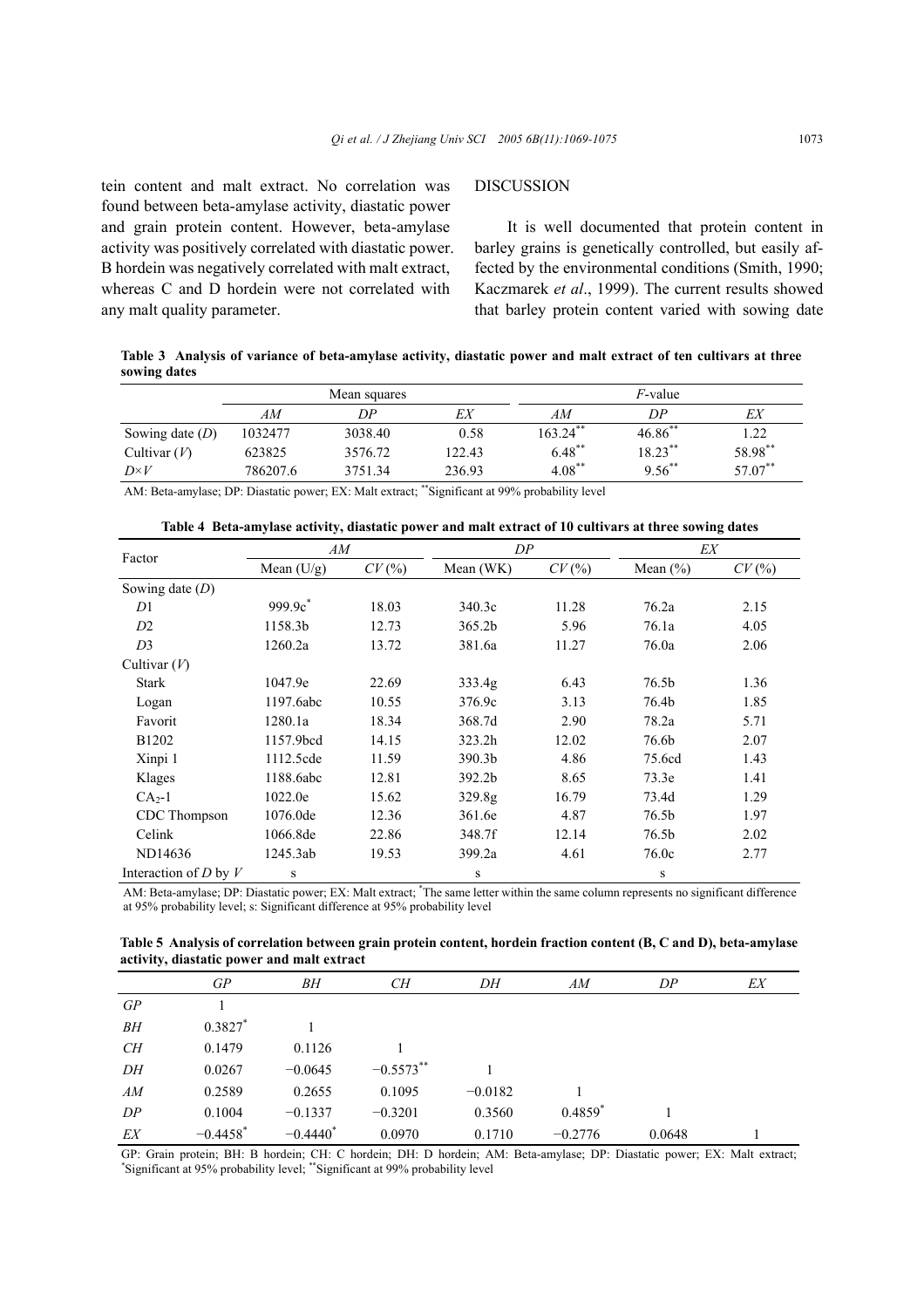tein content and malt extract. No correlation was found between beta-amylase activity, diastatic power and grain protein content. However, beta-amylase activity was positively correlated with diastatic power. B hordein was negatively correlated with malt extract, whereas C and D hordein were not correlated with any malt quality parameter.

## DISCUSSION

It is well documented that protein content in barley grains is genetically controlled, but easily affected by the environmental conditions (Smith, 1990; Kaczmarek *et al*., 1999). The current results showed that barley protein content varied with sowing date

**Table 3 Analysis of variance of beta-amylase activity, diastatic power and malt extract of ten cultivars at three sowing dates**

| | Mean squares | | | *F*-value | | |
|---|---|---|---|---|---|---|
| | *AM* | *DP* | *EX* | *AM* | *DP* | *EX* |
| Sowing date (*D*) | 1032477 | 3038.40 | 0.58 | 163.24** | 46.86** | 1.22 |
| Cultivar (*V*) | 623825 | 3576.72 | 122.43 | 6.48** | 18.23** | 58.98** |
| *D*×*V* | 786207.6 | 3751.34 | 236.93 | 4.08** | 9.56** | 57.07** |

AM: Beta-amylase; DP: Diastatic power; EX: Malt extract; **Significant at 99% probability level

**Table 4 Beta-amylase activity, diastatic power and malt extract of 10 cultivars at three sowing dates**

| Factor | *AM* | | *DP* | | *EX* | |
|---|---|---|---|---|---|---|
| | Mean (U/g) | *CV* (%) | Mean (WK) | *CV* (%) | Mean (%) | *CV* (%) |
| Sowing date (*D*) | | | | | | |
| *D*1 | 999.9c* | 18.03 | 340.3c | 11.28 | 76.2a | 2.15 |
| *D*2 | 1158.3b | 12.73 | 365.2b | 5.96 | 76.1a | 4.05 |
| *D*3 | 1260.2a | 13.72 | 381.6a | 11.27 | 76.0a | 2.06 |
| Cultivar (*V*) | | | | | | |
| Stark | 1047.9e | 22.69 | 333.4g | 6.43 | 76.5b | 1.36 |
| Logan | 1197.6abc | 10.55 | 376.9c | 3.13 | 76.4b | 1.85 |
| Favorit | 1280.1a | 18.34 | 368.7d | 2.90 | 78.2a | 5.71 |
| B1202 | 1157.9bcd | 14.15 | 323.2h | 12.02 | 76.6b | 2.07 |
| Xinpi 1 | 1112.5cde | 11.59 | 390.3b | 4.86 | 75.6cd | 1.43 |
| Klages | 1188.6abc | 12.81 | 392.2b | 8.65 | 73.3e | 1.41 |
| $CA_2$-1 | 1022.0e | 15.62 | 329.8g | 16.79 | 73.4d | 1.29 |
| CDC Thompson | 1076.0de | 12.36 | 361.6e | 4.87 | 76.5b | 1.97 |
| Celink | 1066.8de | 22.86 | 348.7f | 12.14 | 76.5b | 2.02 |
| ND14636 | 1245.3ab | 19.53 | 399.2a | 4.61 | 76.0c | 2.77 |
| Interaction of *D* by *V* | s | | s | | s | |

AM: Beta-amylase; DP: Diastatic power; EX: Malt extract; *The same letter within the same column represents no significant difference at 95% probability level; s: Significant difference at 95% probability level

**Table 5 Analysis of correlation between grain protein content, hordein fraction content (B, C and D), beta-amylase activity, diastatic power and malt extract**

| | *GP* | *BH* | *CH* | *DH* | *AM* | *DP* | *EX* |
|---|---|---|---|---|---|---|---|
| *GP* | 1 | | | | | | |
| *BH* | 0.3827* | 1 | | | | | |
| *CH* | 0.1479 | 0.1126 | 1 | | | | |
| *DH* | 0.0267 | −0.0645 | −0.5573** | 1 | | | |
| *AM* | 0.2589 | 0.2655 | 0.1095 | −0.0182 | 1 | | |
| *DP* | 0.1004 | −0.1337 | −0.3201 | 0.3560 | 0.4859* | 1 | |
| *EX* | −0.4458* | −0.4440* | 0.0970 | 0.1710 | −0.2776 | 0.0648 | 1 |

GP: Grain protein; BH: B hordein; CH: C hordein; DH: D hordein; AM: Beta-amylase; DP: Diastatic power; EX: Malt extract; *Significant at 95% probability level; **Significant at 99% probability level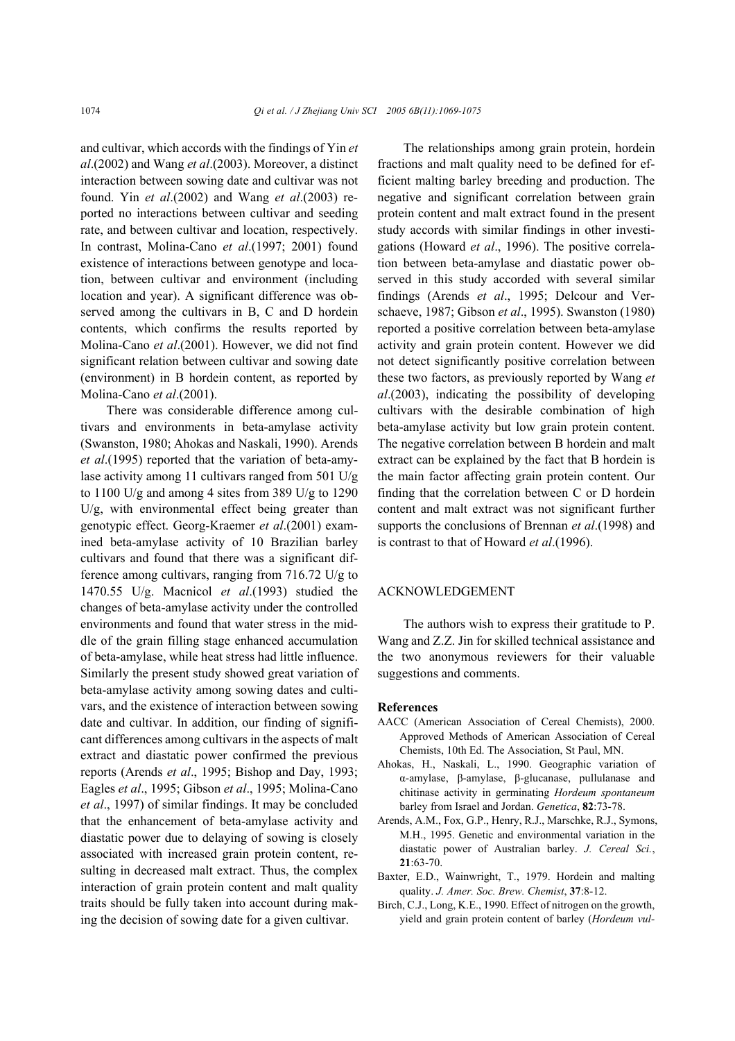and cultivar, which accords with the findings of Yin *et al*.(2002) and Wang *et al*.(2003). Moreover, a distinct interaction between sowing date and cultivar was not found. Yin *et al*.(2002) and Wang *et al*.(2003) reported no interactions between cultivar and seeding rate, and between cultivar and location, respectively. In contrast, Molina-Cano *et al*.(1997; 2001) found existence of interactions between genotype and location, between cultivar and environment (including location and year). A significant difference was observed among the cultivars in B, C and D hordein contents, which confirms the results reported by Molina-Cano *et al*.(2001). However, we did not find significant relation between cultivar and sowing date (environment) in B hordein content, as reported by Molina-Cano *et al*.(2001).

There was considerable difference among cultivars and environments in beta-amylase activity (Swanston, 1980; Ahokas and Naskali, 1990). Arends *et al*.(1995) reported that the variation of beta-amylase activity among 11 cultivars ranged from 501 U/g to 1100 U/g and among 4 sites from 389 U/g to 1290 U/g, with environmental effect being greater than genotypic effect. Georg-Kraemer *et al*.(2001) examined beta-amylase activity of 10 Brazilian barley cultivars and found that there was a significant difference among cultivars, ranging from 716.72 U/g to 1470.55 U/g. Macnicol *et al*.(1993) studied the changes of beta-amylase activity under the controlled environments and found that water stress in the middle of the grain filling stage enhanced accumulation of beta-amylase, while heat stress had little influence. Similarly the present study showed great variation of beta-amylase activity among sowing dates and cultivars, and the existence of interaction between sowing date and cultivar. In addition, our finding of significant differences among cultivars in the aspects of malt extract and diastatic power confirmed the previous reports (Arends *et al*., 1995; Bishop and Day, 1993; Eagles *et al*., 1995; Gibson *et al*., 1995; Molina-Cano *et al*., 1997) of similar findings. It may be concluded that the enhancement of beta-amylase activity and diastatic power due to delaying of sowing is closely associated with increased grain protein content, resulting in decreased malt extract. Thus, the complex interaction of grain protein content and malt quality traits should be fully taken into account during making the decision of sowing date for a given cultivar.

The relationships among grain protein, hordein fractions and malt quality need to be defined for efficient malting barley breeding and production. The negative and significant correlation between grain protein content and malt extract found in the present study accords with similar findings in other investigations (Howard *et al*., 1996). The positive correlation between beta-amylase and diastatic power observed in this study accorded with several similar findings (Arends *et al*., 1995; Delcour and Verschaeve, 1987; Gibson *et al*., 1995). Swanston (1980) reported a positive correlation between beta-amylase activity and grain protein content. However we did not detect significantly positive correlation between these two factors, as previously reported by Wang *et al*.(2003), indicating the possibility of developing cultivars with the desirable combination of high beta-amylase activity but low grain protein content. The negative correlation between B hordein and malt extract can be explained by the fact that B hordein is the main factor affecting grain protein content. Our finding that the correlation between C or D hordein content and malt extract was not significant further supports the conclusions of Brennan *et al*.(1998) and is contrast to that of Howard *et al*.(1996).

## ACKNOWLEDGEMENT

The authors wish to express their gratitude to P. Wang and Z.Z. Jin for skilled technical assistance and the two anonymous reviewers for their valuable suggestions and comments.

## References

AACC (American Association of Cereal Chemists), 2000. Approved Methods of American Association of Cereal Chemists, 10th Ed. The Association, St Paul, MN.

Ahokas, H., Naskali, L., 1990. Geographic variation of α-amylase, β-amylase, β-glucanase, pullulanase and chitinase activity in germinating *Hordeum spontaneum* barley from Israel and Jordan. *Genetica*, **82**:73-78.

Arends, A.M., Fox, G.P., Henry, R.J., Marschke, R.J., Symons, M.H., 1995. Genetic and environmental variation in the diastatic power of Australian barley. *J. Cereal Sci.*, **21**:63-70.

Baxter, E.D., Wainwright, T., 1979. Hordein and malting quality. *J. Amer. Soc. Brew. Chemist*, **37**:8-12.

Birch, C.J., Long, K.E., 1990. Effect of nitrogen on the growth, yield and grain protein content of barley (*Hordeum vul-*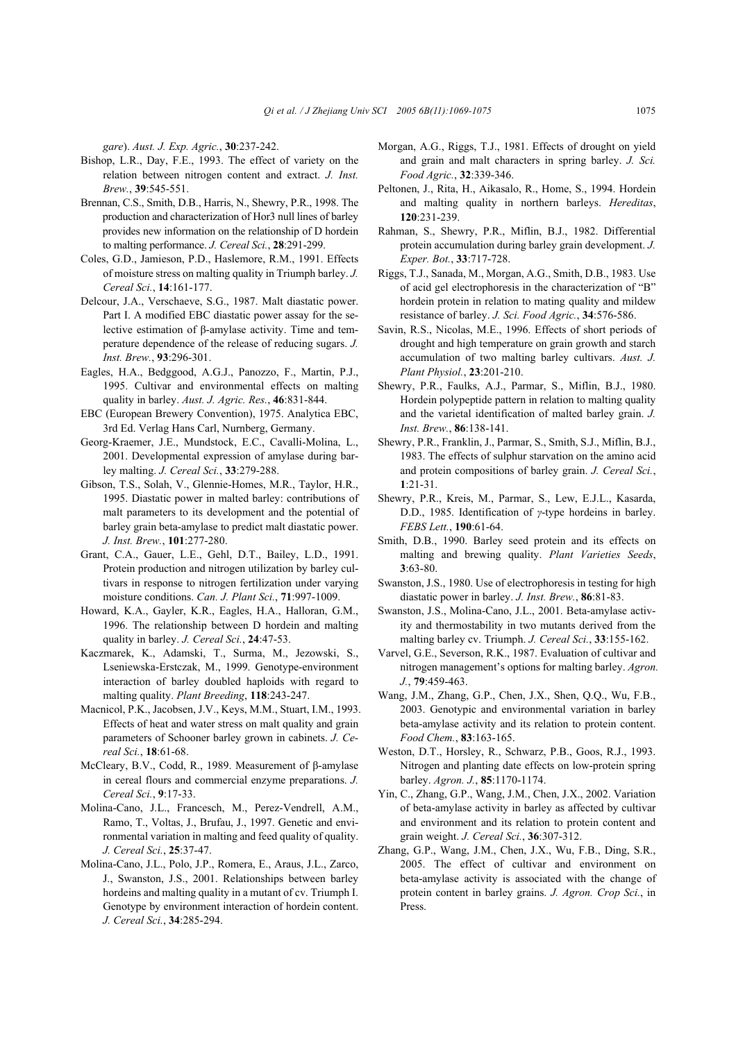*gare*). *Aust. J. Exp. Agric.*, **30**:237-242.

Bishop, L.R., Day, F.E., 1993. The effect of variety on the relation between nitrogen content and extract. *J. Inst. Brew.*, **39**:545-551.

Brennan, C.S., Smith, D.B., Harris, N., Shewry, P.R., 1998. The production and characterization of Hor3 null lines of barley provides new information on the relationship of D hordein to malting performance. *J. Cereal Sci.*, **28**:291-299.

Coles, G.D., Jamieson, P.D., Haslemore, R.M., 1991. Effects of moisture stress on malting quality in Triumph barley. *J. Cereal Sci.*, **14**:161-177.

Delcour, J.A., Verschaeve, S.G., 1987. Malt diastatic power. Part I. A modified EBC diastatic power assay for the selective estimation of β-amylase activity. Time and temperature dependence of the release of reducing sugars. *J. Inst. Brew.*, **93**:296-301.

Eagles, H.A., Bedggood, A.G.J., Panozzo, F., Martin, P.J., 1995. Cultivar and environmental effects on malting quality in barley. *Aust. J. Agric. Res.*, **46**:831-844.

EBC (European Brewery Convention), 1975. Analytica EBC, 3rd Ed. Verlag Hans Carl, Nurnberg, Germany.

Georg-Kraemer, J.E., Mundstock, E.C., Cavalli-Molina, L., 2001. Developmental expression of amylase during barley malting. *J. Cereal Sci.*, **33**:279-288.

Gibson, T.S., Solah, V., Glennie-Homes, M.R., Taylor, H.R., 1995. Diastatic power in malted barley: contributions of malt parameters to its development and the potential of barley grain beta-amylase to predict malt diastatic power. *J. Inst. Brew.*, **101**:277-280.

Grant, C.A., Gauer, L.E., Gehl, D.T., Bailey, L.D., 1991. Protein production and nitrogen utilization by barley cultivars in response to nitrogen fertilization under varying moisture conditions. *Can. J. Plant Sci.*, **71**:997-1009.

Howard, K.A., Gayler, K.R., Eagles, H.A., Halloran, G.M., 1996. The relationship between D hordein and malting quality in barley. *J. Cereal Sci.*, **24**:47-53.

Kaczmarek, K., Adamski, T., Surma, M., Jezowski, S., Lseniewska-Erstczak, M., 1999. Genotype-environment interaction of barley doubled haploids with regard to malting quality. *Plant Breeding*, **118**:243-247.

Macnicol, P.K., Jacobsen, J.V., Keys, M.M., Stuart, I.M., 1993. Effects of heat and water stress on malt quality and grain parameters of Schooner barley grown in cabinets. *J. Cereal Sci.*, **18**:61-68.

McCleary, B.V., Codd, R., 1989. Measurement of β-amylase in cereal flours and commercial enzyme preparations. *J. Cereal Sci.*, **9**:17-33.

Molina-Cano, J.L., Francesch, M., Perez-Vendrell, A.M., Ramo, T., Voltas, J., Brufau, J., 1997. Genetic and environmental variation in malting and feed quality of quality. *J. Cereal Sci.*, **25**:37-47.

Molina-Cano, J.L., Polo, J.P., Romera, E., Araus, J.L., Zarco, J., Swanston, J.S., 2001. Relationships between barley hordeins and malting quality in a mutant of cv. Triumph I. Genotype by environment interaction of hordein content. *J. Cereal Sci.*, **34**:285-294.

Morgan, A.G., Riggs, T.J., 1981. Effects of drought on yield and grain and malt characters in spring barley. *J. Sci. Food Agric.*, **32**:339-346.

Peltonen, J., Rita, H., Aikasalo, R., Home, S., 1994. Hordein and malting quality in northern barleys. *Hereditas*, **120**:231-239.

Rahman, S., Shewry, P.R., Miflin, B.J., 1982. Differential protein accumulation during barley grain development. *J. Exper. Bot.*, **33**:717-728.

Riggs, T.J., Sanada, M., Morgan, A.G., Smith, D.B., 1983. Use of acid gel electrophoresis in the characterization of "B" hordein protein in relation to mating quality and mildew resistance of barley. *J. Sci. Food Agric.*, **34**:576-586.

Savin, R.S., Nicolas, M.E., 1996. Effects of short periods of drought and high temperature on grain growth and starch accumulation of two malting barley cultivars. *Aust. J. Plant Physiol.*, **23**:201-210.

Shewry, P.R., Faulks, A.J., Parmar, S., Miflin, B.J., 1980. Hordein polypeptide pattern in relation to malting quality and the varietal identification of malted barley grain. *J. Inst. Brew.*, **86**:138-141.

Shewry, P.R., Franklin, J., Parmar, S., Smith, S.J., Miflin, B.J., 1983. The effects of sulphur starvation on the amino acid and protein compositions of barley grain. *J. Cereal Sci.*, **1**:21-31.

Shewry, P.R., Kreis, M., Parmar, S., Lew, E.J.L., Kasarda, D.D., 1985. Identification of *γ*-type hordeins in barley. *FEBS Lett.*, **190**:61-64.

Smith, D.B., 1990. Barley seed protein and its effects on malting and brewing quality. *Plant Varieties Seeds*, **3**:63-80.

Swanston, J.S., 1980. Use of electrophoresis in testing for high diastatic power in barley. *J. Inst. Brew.*, **86**:81-83.

Swanston, J.S., Molina-Cano, J.L., 2001. Beta-amylase activity and thermostability in two mutants derived from the malting barley cv. Triumph. *J. Cereal Sci.*, **33**:155-162.

Varvel, G.E., Severson, R.K., 1987. Evaluation of cultivar and nitrogen management's options for malting barley. *Agron. J.*, **79**:459-463.

Wang, J.M., Zhang, G.P., Chen, J.X., Shen, Q.Q., Wu, F.B., 2003. Genotypic and environmental variation in barley beta-amylase activity and its relation to protein content. *Food Chem.*, **83**:163-165.

Weston, D.T., Horsley, R., Schwarz, P.B., Goos, R.J., 1993. Nitrogen and planting date effects on low-protein spring barley. *Agron. J.*, **85**:1170-1174.

Yin, C., Zhang, G.P., Wang, J.M., Chen, J.X., 2002. Variation of beta-amylase activity in barley as affected by cultivar and environment and its relation to protein content and grain weight. *J. Cereal Sci.*, **36**:307-312.

Zhang, G.P., Wang, J.M., Chen, J.X., Wu, F.B., Ding, S.R., 2005. The effect of cultivar and environment on beta-amylase activity is associated with the change of protein content in barley grains. *J. Agron. Crop Sci.*, in Press.